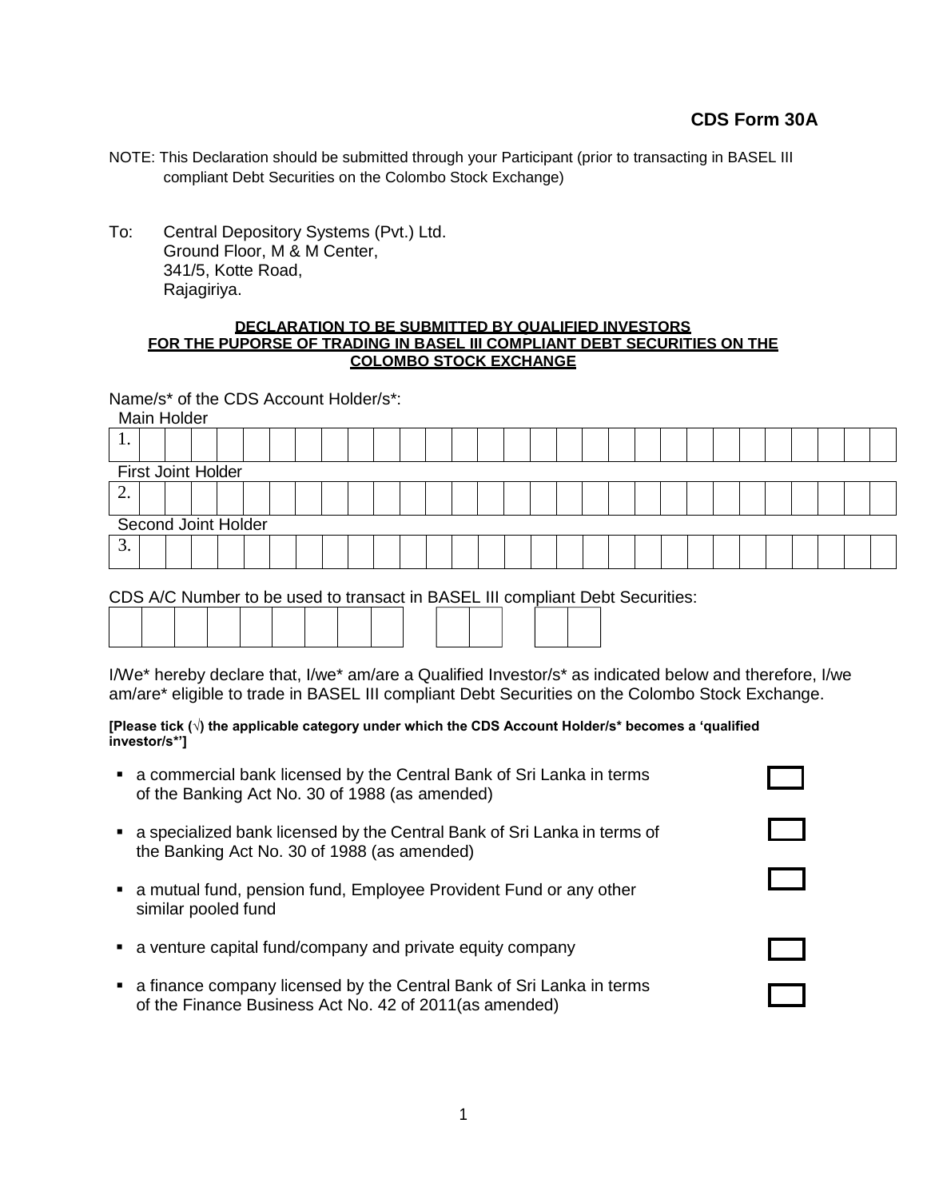**CDS Form 30A**

NOTE: This Declaration should be submitted through your Participant (prior to transacting in BASEL III compliant Debt Securities on the Colombo Stock Exchange)

To: Central Depository Systems (Pvt.) Ltd.
Ground Floor, M & M Center,
341/5, Kotte Road,
Rajagiriya.

**DECLARATION TO BE SUBMITTED BY QUALIFIED INVESTORS FOR THE PUPORSE OF TRADING IN BASEL III COMPLIANT DEBT SECURITIES ON THE COLOMBO STOCK EXCHANGE**

Name/s* of the CDS Account Holder/s*:

Main Holder

1. ______________________________

First Joint Holder

2. ______________________________

Second Joint Holder

3. ______________________________

CDS A/C Number to be used to transact in BASEL III compliant Debt Securities:

| | | | | | | | | | | | | | | |
|---|---|---|---|---|---|---|---|---|---|---|---|---|---|---|
| | | | | | | | | | | | | | | |

I/We* hereby declare that, I/we* am/are a Qualified Investor/s* as indicated below and therefore, I/we am/are* eligible to trade in BASEL III compliant Debt Securities on the Colombo Stock Exchange.

**[Please tick (√) the applicable category under which the CDS Account Holder/s* becomes a 'qualified investor/s*']**

- a commercial bank licensed by the Central Bank of Sri Lanka in terms of the Banking Act No. 30 of 1988 (as amended) ☐
- a specialized bank licensed by the Central Bank of Sri Lanka in terms of the Banking Act No. 30 of 1988 (as amended) ☐
- a mutual fund, pension fund, Employee Provident Fund or any other similar pooled fund ☐
- a venture capital fund/company and private equity company ☐
- a finance company licensed by the Central Bank of Sri Lanka in terms of the Finance Business Act No. 42 of 2011(as amended) ☐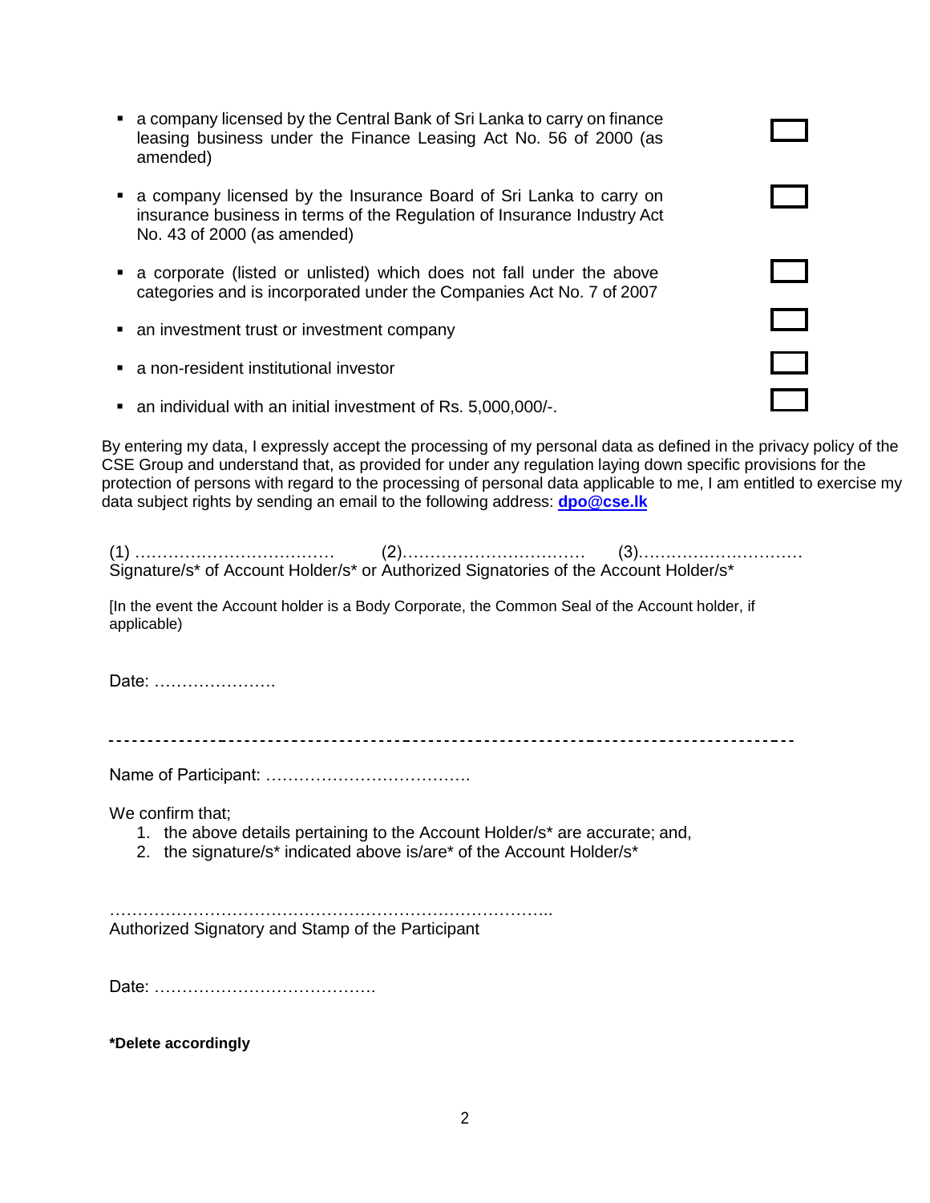- a company licensed by the Central Bank of Sri Lanka to carry on finance leasing business under the Finance Leasing Act No. 56 of 2000 (as amended) ☐

- a company licensed by the Insurance Board of Sri Lanka to carry on insurance business in terms of the Regulation of Insurance Industry Act No. 43 of 2000 (as amended) ☐

- a corporate (listed or unlisted) which does not fall under the above categories and is incorporated under the Companies Act No. 7 of 2007 ☐

- an investment trust or investment company ☐

- a non-resident institutional investor ☐

- an individual with an initial investment of Rs. 5,000,000/-. ☐

By entering my data, I expressly accept the processing of my personal data as defined in the privacy policy of the CSE Group and understand that, as provided for under any regulation laying down specific provisions for the protection of persons with regard to the processing of personal data applicable to me, I am entitled to exercise my data subject rights by sending an email to the following address: **dpo@cse.lk**

(1) ……………………………… (2)…………………………… (3)…………………………
Signature/s* of Account Holder/s* or Authorized Signatories of the Account Holder/s*

[In the event the Account holder is a Body Corporate, the Common Seal of the Account holder, if applicable)

Date: ………………….

---

Name of Participant: ……………………………….

We confirm that;

1. the above details pertaining to the Account Holder/s* are accurate; and,
2. the signature/s* indicated above is/are* of the Account Holder/s*

……………………………………………………………………..
Authorized Signatory and Stamp of the Participant

Date: ………………………………….

**\*Delete accordingly**